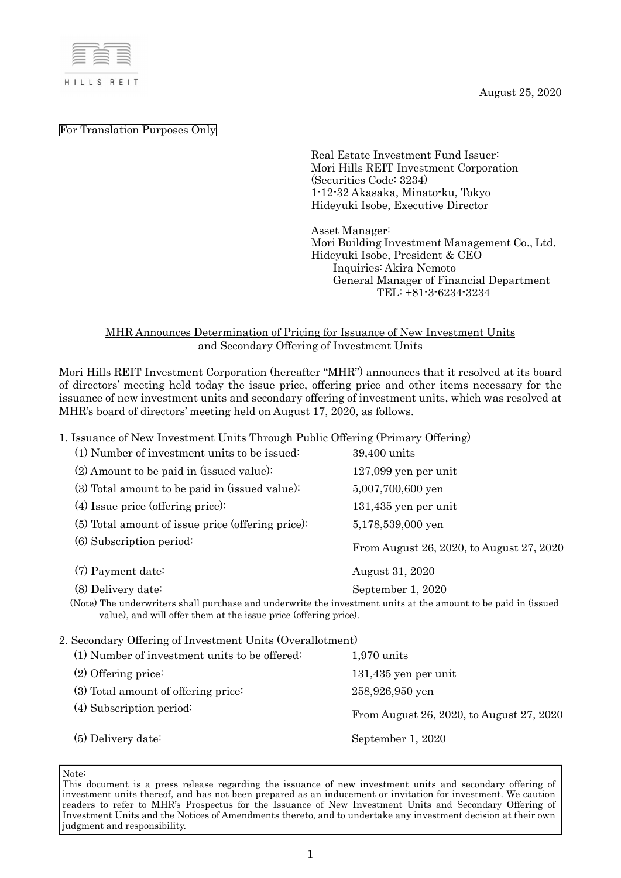HILLS REIT

August 25, 2020

For Translation Purposes Only

Real Estate Investment Fund Issuer:
Mori Hills REIT Investment Corporation
(Securities Code: 3234)
1-12-32 Akasaka, Minato-ku, Tokyo
Hideyuki Isobe, Executive Director

Asset Manager:
Mori Building Investment Management Co., Ltd.
Hideyuki Isobe, President & CEO
Inquiries: Akira Nemoto
General Manager of Financial Department
TEL: +81-3-6234-3234

## MHR Announces Determination of Pricing for Issuance of New Investment Units and Secondary Offering of Investment Units

Mori Hills REIT Investment Corporation (hereafter "MHR") announces that it resolved at its board of directors' meeting held today the issue price, offering price and other items necessary for the issuance of new investment units and secondary offering of investment units, which was resolved at MHR's board of directors' meeting held on August 17, 2020, as follows.

1. Issuance of New Investment Units Through Public Offering (Primary Offering)

| | |
|---|---|
| (1) Number of investment units to be issued: | 39,400 units |
| (2) Amount to be paid in (issued value): | 127,099 yen per unit |
| (3) Total amount to be paid in (issued value): | 5,007,700,600 yen |
| (4) Issue price (offering price): | 131,435 yen per unit |
| (5) Total amount of issue price (offering price): | 5,178,539,000 yen |
| (6) Subscription period: | From August 26, 2020, to August 27, 2020 |
| (7) Payment date: | August 31, 2020 |
| (8) Delivery date: | September 1, 2020 |

(Note) The underwriters shall purchase and underwrite the investment units at the amount to be paid in (issued value), and will offer them at the issue price (offering price).

2. Secondary Offering of Investment Units (Overallotment)

| | |
|---|---|
| (1) Number of investment units to be offered: | 1,970 units |
| (2) Offering price: | 131,435 yen per unit |
| (3) Total amount of offering price: | 258,926,950 yen |
| (4) Subscription period: | From August 26, 2020, to August 27, 2020 |
| (5) Delivery date: | September 1, 2020 |

Note:
This document is a press release regarding the issuance of new investment units and secondary offering of investment units thereof, and has not been prepared as an inducement or invitation for investment. We caution readers to refer to MHR's Prospectus for the Issuance of New Investment Units and Secondary Offering of Investment Units and the Notices of Amendments thereto, and to undertake any investment decision at their own judgment and responsibility.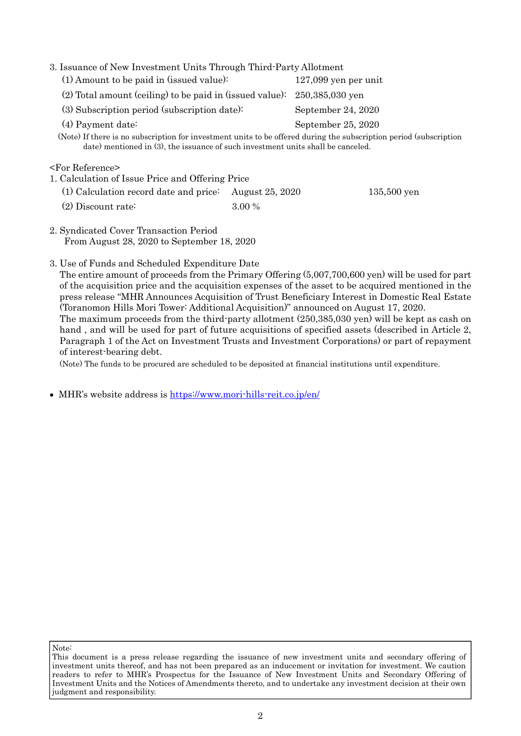3. Issuance of New Investment Units Through Third-Party Allotment

(1) Amount to be paid in (issued value): 127,099 yen per unit

(2) Total amount (ceiling) to be paid in (issued value): 250,385,030 yen

(3) Subscription period (subscription date): September 24, 2020

(4) Payment date: September 25, 2020

(Note) If there is no subscription for investment units to be offered during the subscription period (subscription date) mentioned in (3), the issuance of such investment units shall be canceled.

<For Reference>

1. Calculation of Issue Price and Offering Price

(1) Calculation record date and price: August 25, 2020 135,500 yen

(2) Discount rate: 3.00 %

2. Syndicated Cover Transaction Period

From August 28, 2020 to September 18, 2020

3. Use of Funds and Scheduled Expenditure Date

The entire amount of proceeds from the Primary Offering (5,007,700,600 yen) will be used for part of the acquisition price and the acquisition expenses of the asset to be acquired mentioned in the press release "MHR Announces Acquisition of Trust Beneficiary Interest in Domestic Real Estate (Toranomon Hills Mori Tower: Additional Acquisition)" announced on August 17, 2020.

The maximum proceeds from the third-party allotment (250,385,030 yen) will be kept as cash on hand , and will be used for part of future acquisitions of specified assets (described in Article 2, Paragraph 1 of the Act on Investment Trusts and Investment Corporations) or part of repayment of interest-bearing debt.

(Note) The funds to be procured are scheduled to be deposited at financial institutions until expenditure.

- MHR's website address is https://www.mori-hills-reit.co.jp/en/

Note:
This document is a press release regarding the issuance of new investment units and secondary offering of investment units thereof, and has not been prepared as an inducement or invitation for investment. We caution readers to refer to MHR's Prospectus for the Issuance of New Investment Units and Secondary Offering of Investment Units and the Notices of Amendments thereto, and to undertake any investment decision at their own judgment and responsibility.